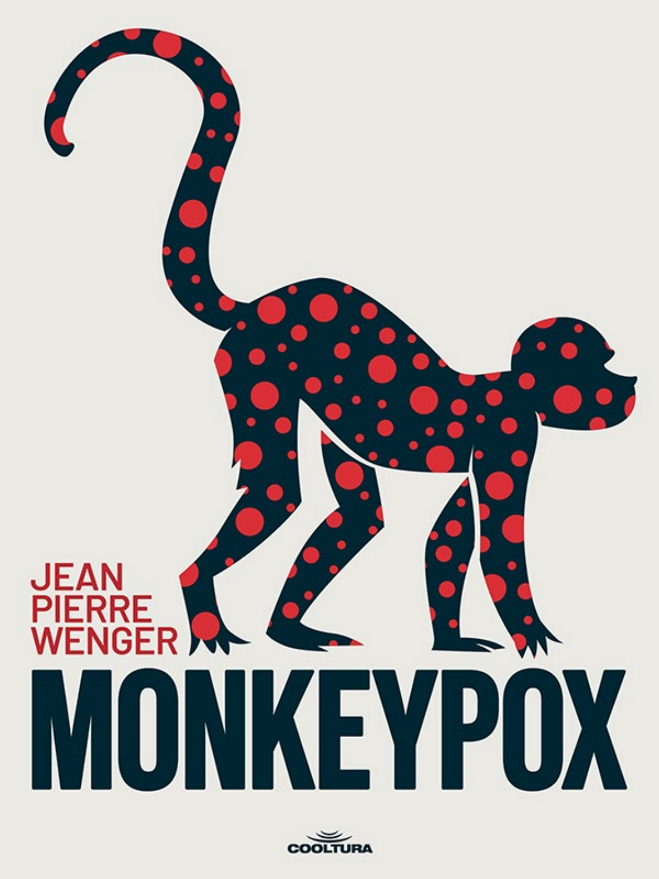JEAN PIERRE WENGER

# MONKEYPOX

COOLTURA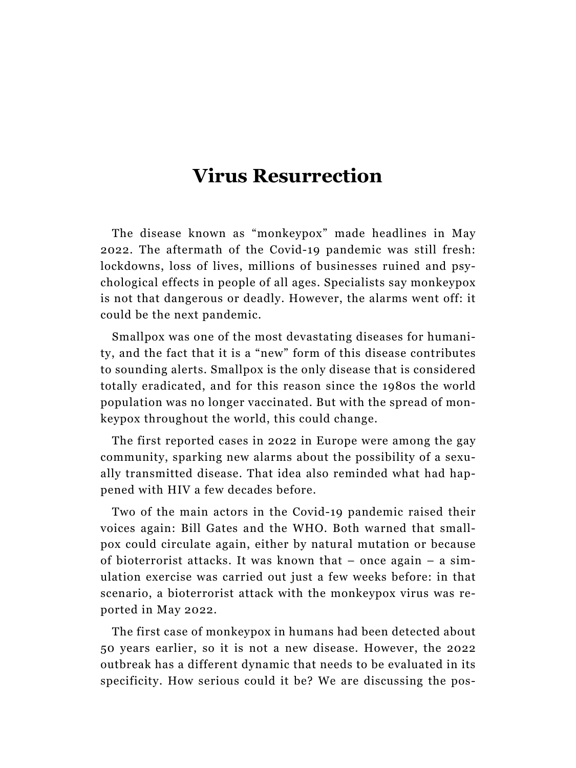# Virus Resurrection

The disease known as "monkeypox" made headlines in May 2022. The aftermath of the Covid-19 pandemic was still fresh: lockdowns, loss of lives, millions of businesses ruined and psychological effects in people of all ages. Specialists say monkeypox is not that dangerous or deadly. However, the alarms went off: it could be the next pandemic.

Smallpox was one of the most devastating diseases for humanity, and the fact that it is a "new" form of this disease contributes to sounding alerts. Smallpox is the only disease that is considered totally eradicated, and for this reason since the 1980s the world population was no longer vaccinated. But with the spread of monkeypox throughout the world, this could change.

The first reported cases in 2022 in Europe were among the gay community, sparking new alarms about the possibility of a sexually transmitted disease. That idea also reminded what had happened with HIV a few decades before.

Two of the main actors in the Covid-19 pandemic raised their voices again: Bill Gates and the WHO. Both warned that smallpox could circulate again, either by natural mutation or because of bioterrorist attacks. It was known that – once again – a simulation exercise was carried out just a few weeks before: in that scenario, a bioterrorist attack with the monkeypox virus was reported in May 2022.

The first case of monkeypox in humans had been detected about 50 years earlier, so it is not a new disease. However, the 2022 outbreak has a different dynamic that needs to be evaluated in its specificity. How serious could it be? We are discussing the pos-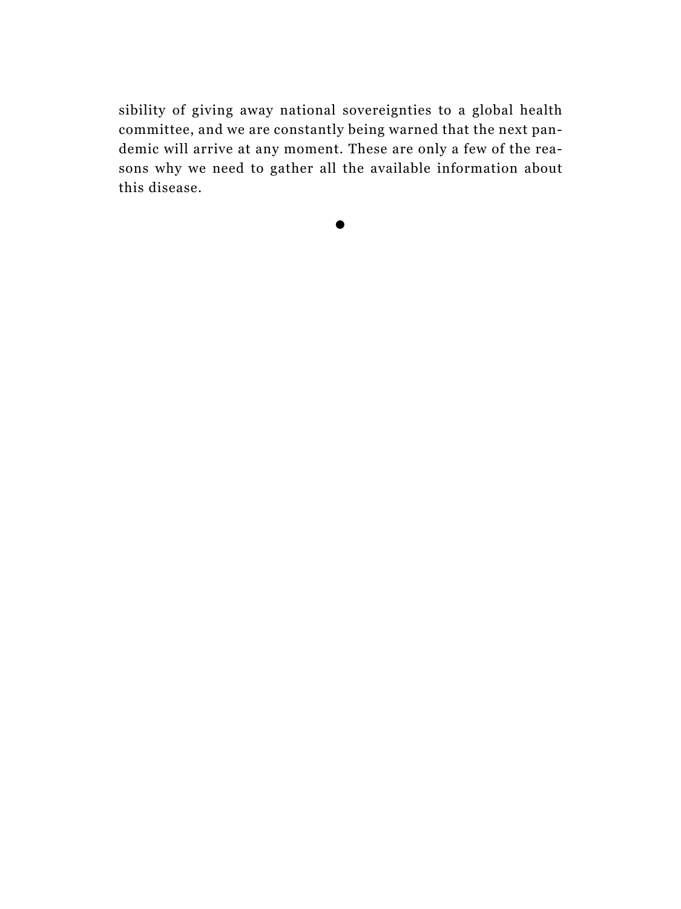sibility of giving away national sovereignties to a global health committee, and we are constantly being warned that the next pandemic will arrive at any moment. These are only a few of the reasons why we need to gather all the available information about this disease.

●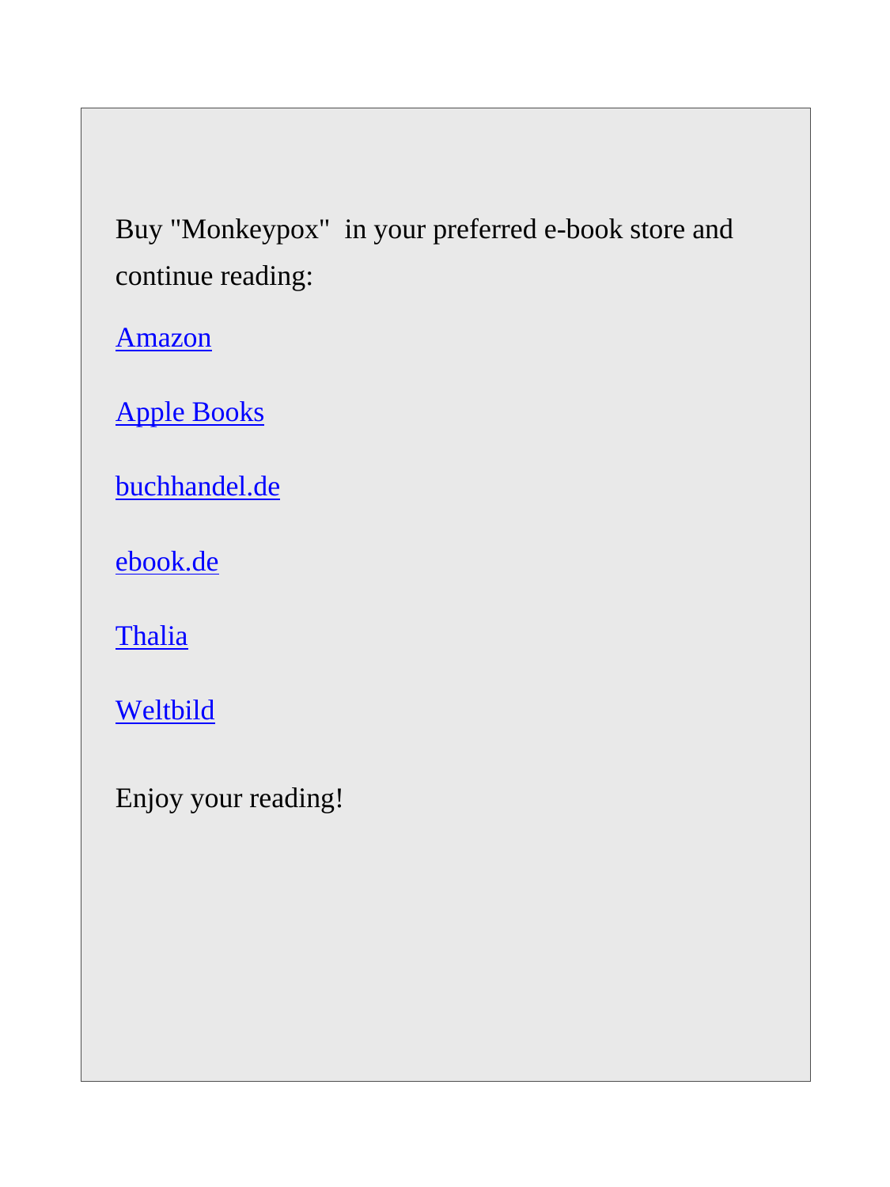Buy "Monkeypox" in your preferred e-book store and continue reading:

Amazon

Apple Books

buchhandel.de

ebook.de

Thalia

Weltbild

Enjoy your reading!